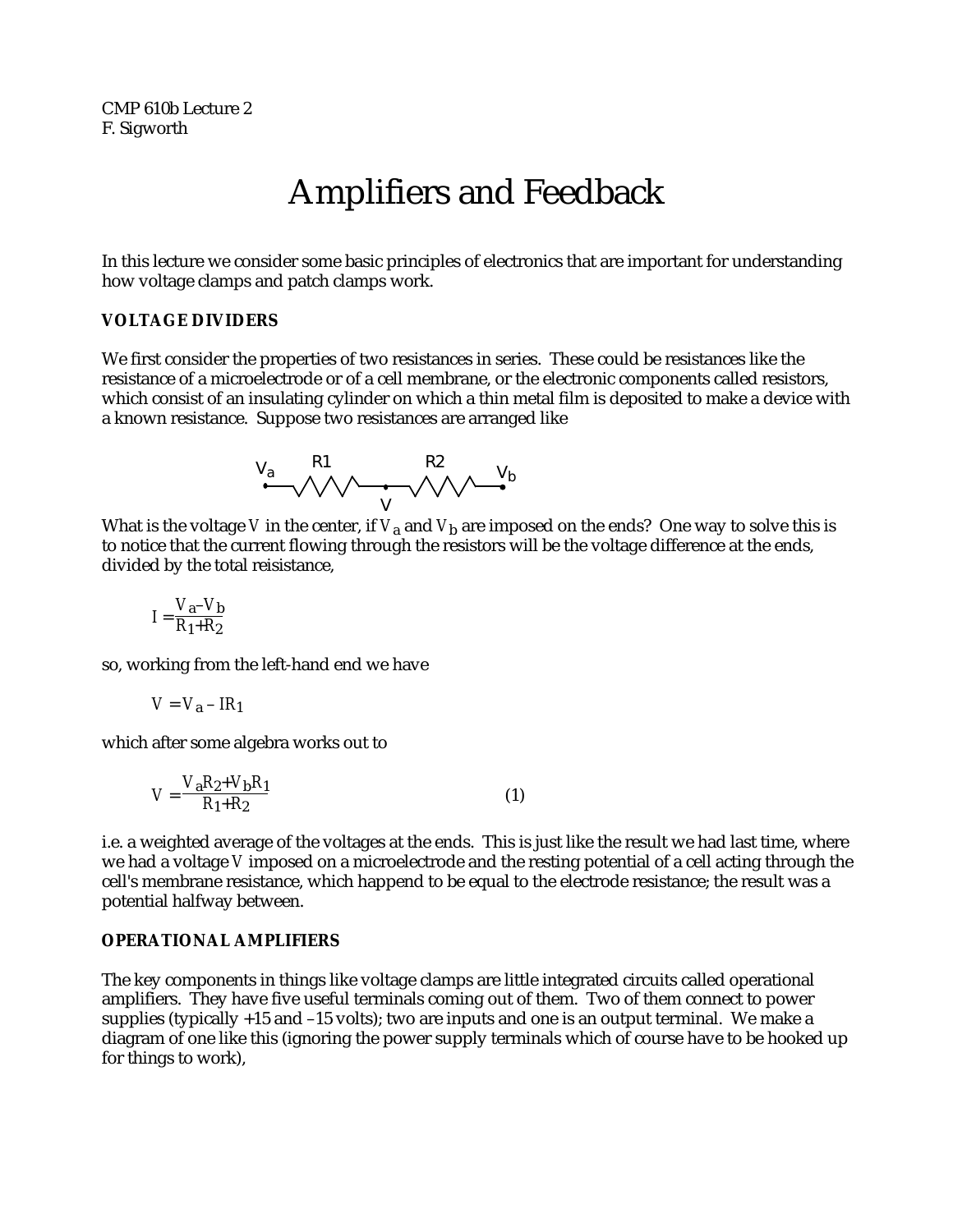CMP 610b Lecture 2
F. Sigworth

# Amplifiers and Feedback

In this lecture we consider some basic principles of electronics that are important for understanding how voltage clamps and patch clamps work.

### VOLTAGE DIVIDERS

We first consider the properties of two resistances in series. These could be resistances like the resistance of a microelectrode or of a cell membrane, or the electronic components called resistors, which consist of an insulating cylinder on which a thin metal film is deposited to make a device with a known resistance. Suppose two resistances are arranged like

$V_a$ —R1— $V$ —R2— $V_b$

What is the voltage $V$ in the center, if $V_a$ and $V_b$ are imposed on the ends? One way to solve this is to notice that the current flowing through the resistors will be the voltage difference at the ends, divided by the total reisistance,

$$I = \frac{V_a - V_b}{R_1 + R_2}$$

so, working from the left-hand end we have

$$V = V_a - IR_1$$

which after some algebra works out to

$$V = \frac{V_a R_2 + V_b R_1}{R_1 + R_2} \qquad (1)$$

i.e. a weighted average of the voltages at the ends. This is just like the result we had last time, where we had a voltage $V$ imposed on a microelectrode and the resting potential of a cell acting through the cell's membrane resistance, which happend to be equal to the electrode resistance; the result was a potential halfway between.

### OPERATIONAL AMPLIFIERS

The key components in things like voltage clamps are little integrated circuits called operational amplifiers. They have five useful terminals coming out of them. Two of them connect to power supplies (typically +15 and –15 volts); two are inputs and one is an output terminal. We make a diagram of one like this (ignoring the power supply terminals which of course have to be hooked up for things to work),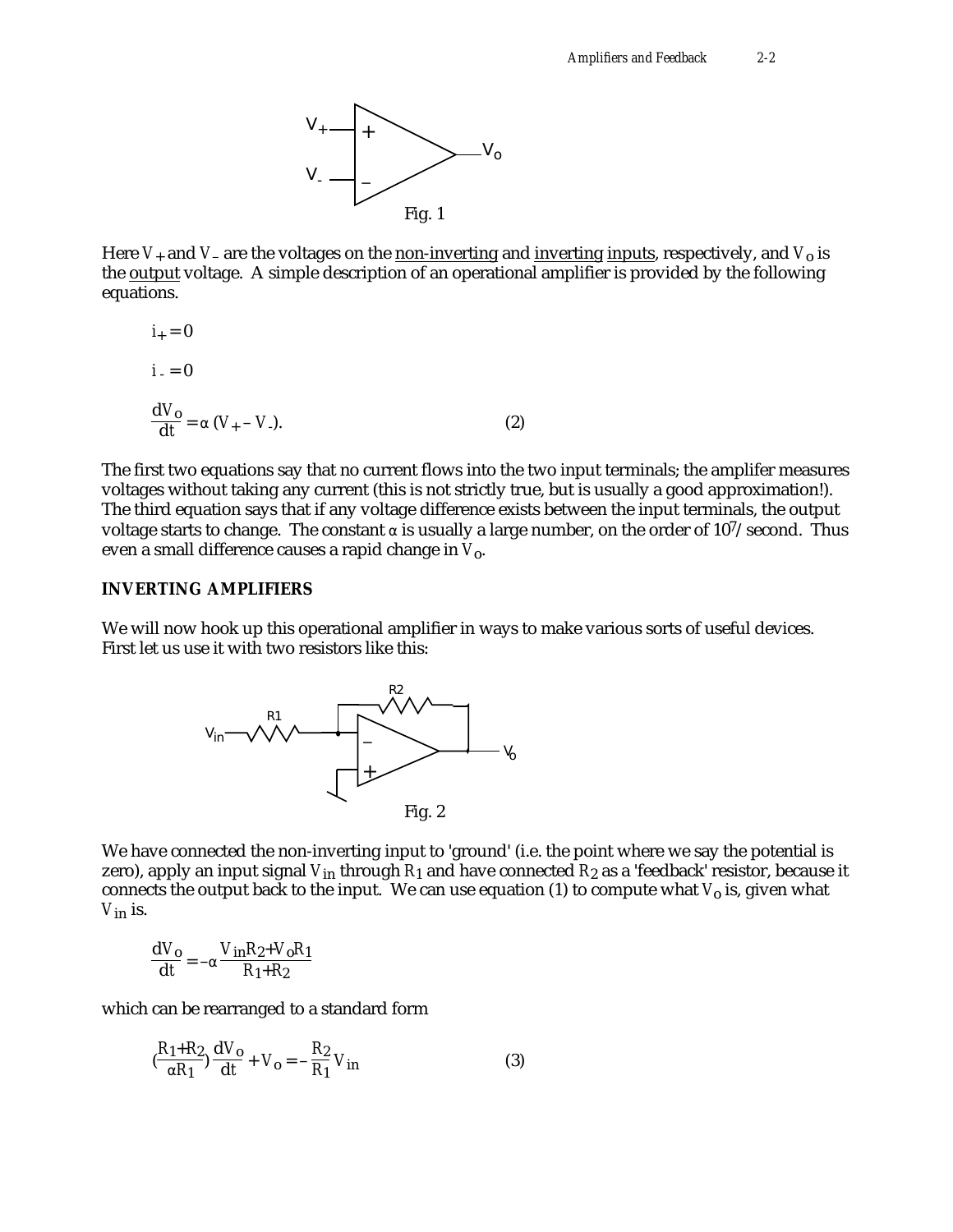Fig. 1

Here $V_+$ and $V_-$ are the voltages on the non-inverting and inverting inputs, respectively, and $V_o$ is the output voltage. A simple description of an operational amplifier is provided by the following equations.

$$i_+ = 0$$

$$i_- = 0$$

$$\frac{dV_o}{dt} = \alpha\,(V_+ - V_-). \qquad (2)$$

The first two equations say that no current flows into the two input terminals; the amplifer measures voltages without taking any current (this is not strictly true, but is usually a good approximation!). The third equation says that if any voltage difference exists between the input terminals, the output voltage starts to change. The constant $\alpha$ is usually a large number, on the order of $10^7$/second. Thus even a small difference causes a rapid change in $V_o$.

**INVERTING AMPLIFIERS**

We will now hook up this operational amplifier in ways to make various sorts of useful devices. First let us use it with two resistors like this:

Fig. 2

We have connected the non-inverting input to 'ground' (i.e. the point where we say the potential is zero), apply an input signal $V_{in}$ through $R_1$ and have connected $R_2$ as a 'feedback' resistor, because it connects the output back to the input. We can use equation (1) to compute what $V_o$ is, given what $V_{in}$ is.

$$\frac{dV_o}{dt} = -\alpha\,\frac{V_{in}R_2 + V_oR_1}{R_1 + R_2}$$

which can be rearranged to a standard form

$$\left(\frac{R_1+R_2}{\alpha R_1}\right)\frac{dV_o}{dt} + V_o = -\frac{R_2}{R_1}V_{in} \qquad (3)$$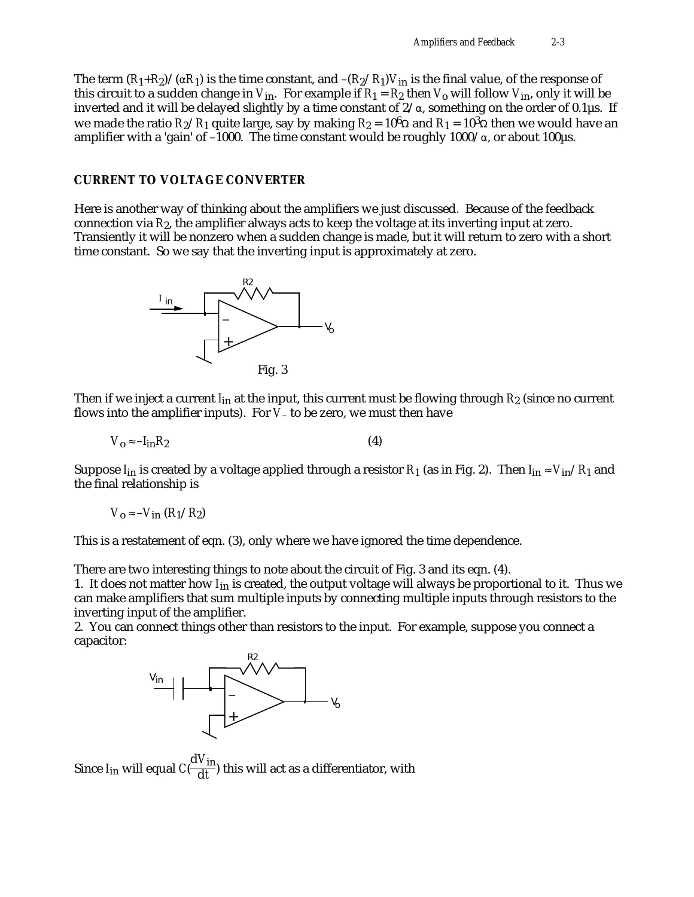The term $(R_1+R_2)/(\alpha R_1)$ is the time constant, and $-(R_2/R_1)V_{in}$ is the final value, of the response of this circuit to a sudden change in $V_{in}$. For example if $R_1 = R_2$ then $V_o$ will follow $V_{in}$, only it will be inverted and it will be delayed slightly by a time constant of $2/\alpha$, something on the order of 0.1µs. If we made the ratio $R_2/R_1$ quite large, say by making $R_2 = 10^6\Omega$ and $R_1 = 10^3\Omega$ then we would have an amplifier with a 'gain' of –1000. The time constant would be roughly $1000/\alpha$, or about 100µs.

## CURRENT TO VOLTAGE CONVERTER

Here is another way of thinking about the amplifiers we just discussed. Because of the feedback connection via $R_2$, the amplifier always acts to keep the voltage at its inverting input at zero. Transiently it will be nonzero when a sudden change is made, but it will return to zero with a short time constant. So we say that the inverting input is approximately at zero.

Fig. 3

Then if we inject a current $I_{in}$ at the input, this current must be flowing through $R_2$ (since no current flows into the amplifier inputs). For $V_-$ to be zero, we must then have

$$V_o \approx -I_{in}R_2 \qquad (4)$$

Suppose $I_{in}$ is created by a voltage applied through a resistor $R_1$ (as in Fig. 2). Then $I_{in} \approx V_{in}/R_1$ and the final relationship is

$$V_o \approx -V_{in}\,(R_1/R_2)$$

This is a restatement of eqn. (3), only where we have ignored the time dependence.

There are two interesting things to note about the circuit of Fig. 3 and its eqn. (4).

1. It does not matter how $I_{in}$ is created, the output voltage will always be proportional to it. Thus we can make amplifiers that sum multiple inputs by connecting multiple inputs through resistors to the inverting input of the amplifier.
2. You can connect things other than resistors to the input. For example, suppose you connect a capacitor:

Since $I_{in}$ will equal $C(\frac{dV_{in}}{dt})$ this will act as a differentiator, with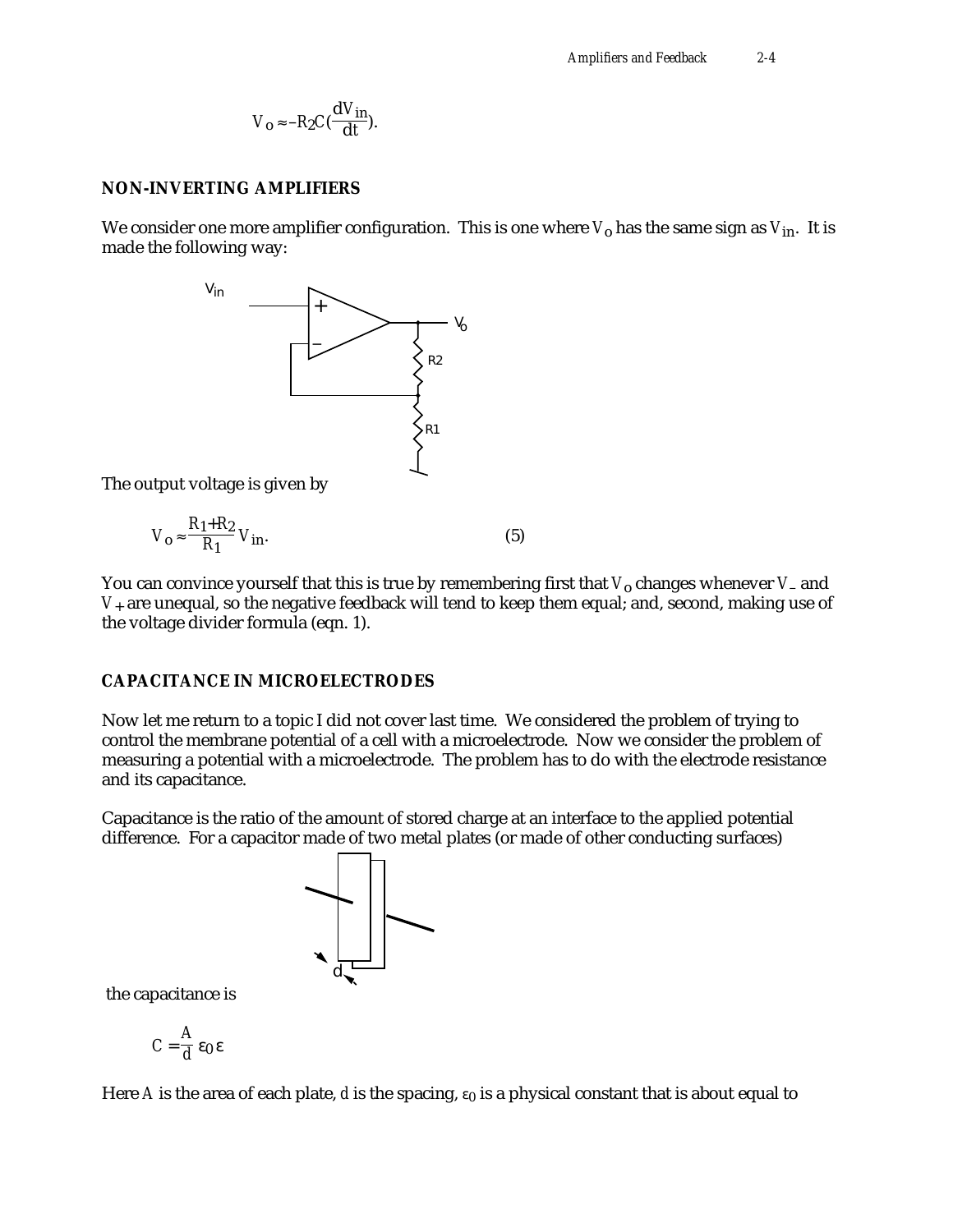$$V_o \approx -R_2 C \left(\frac{dV_{in}}{dt}\right).$$

**NON-INVERTING AMPLIFIERS**

We consider one more amplifier configuration. This is one where $V_o$ has the same sign as $V_{in}$. It is made the following way:

The output voltage is given by

$$V_o \approx \frac{R_1 + R_2}{R_1} V_{in}. \qquad (5)$$

You can convince yourself that this is true by remembering first that $V_o$ changes whenever $V_-$ and $V_+$ are unequal, so the negative feedback will tend to keep them equal; and, second, making use of the voltage divider formula (eqn. 1).

**CAPACITANCE IN MICROELECTRODES**

Now let me return to a topic I did not cover last time. We considered the problem of trying to control the membrane potential of a cell with a microelectrode. Now we consider the problem of measuring a potential with a microelectrode. The problem has to do with the electrode resistance and its capacitance.

Capacitance is the ratio of the amount of stored charge at an interface to the applied potential difference. For a capacitor made of two metal plates (or made of other conducting surfaces)

the capacitance is

$$C = \frac{A}{d} \varepsilon_0 \varepsilon$$

Here $A$ is the area of each plate, $d$ is the spacing, $\varepsilon_0$ is a physical constant that is about equal to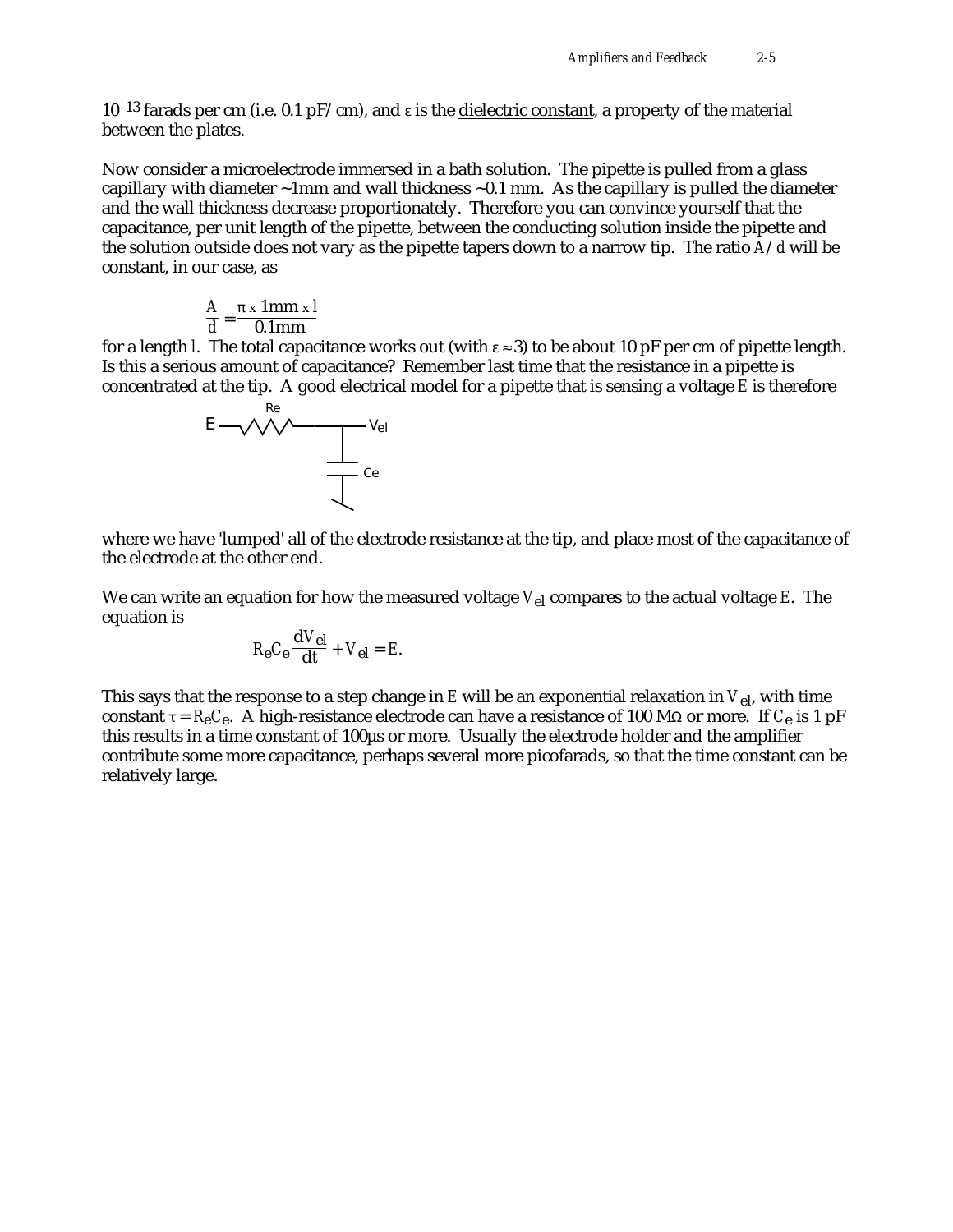$10^{-13}$ farads per cm (i.e. 0.1 pF/cm), and $\varepsilon$ is the <u>dielectric constant</u>, a property of the material between the plates.

Now consider a microelectrode immersed in a bath solution. The pipette is pulled from a glass capillary with diameter ~1mm and wall thickness ~0.1 mm. As the capillary is pulled the diameter and the wall thickness decrease proportionately. Therefore you can convince yourself that the capacitance, per unit length of the pipette, between the conducting solution inside the pipette and the solution outside does not vary as the pipette tapers down to a narrow tip. The ratio $A/d$ will be constant, in our case, as

$$\frac{A}{d} = \frac{\pi \times 1\text{mm} \times l}{0.1\text{mm}}$$

for a length $l$. The total capacitance works out (with $\varepsilon \approx 3$) to be about 10 pF per cm of pipette length. Is this a serious amount of capacitance? Remember last time that the resistance in a pipette is concentrated at the tip. A good electrical model for a pipette that is sensing a voltage $E$ is therefore

Re

E

Vel

Ce

where we have 'lumped' all of the electrode resistance at the tip, and place most of the capacitance of the electrode at the other end.

We can write an equation for how the measured voltage $V_{el}$ compares to the actual voltage $E$. The equation is

$$R_e C_e \frac{dV_{el}}{dt} + V_{el} = E.$$

This says that the response to a step change in $E$ will be an exponential relaxation in $V_{el}$, with time constant $\tau = R_e C_e$. A high-resistance electrode can have a resistance of 100 MΩ or more. If $C_e$ is 1 pF this results in a time constant of 100µs or more. Usually the electrode holder and the amplifier contribute some more capacitance, perhaps several more picofarads, so that the time constant can be relatively large.